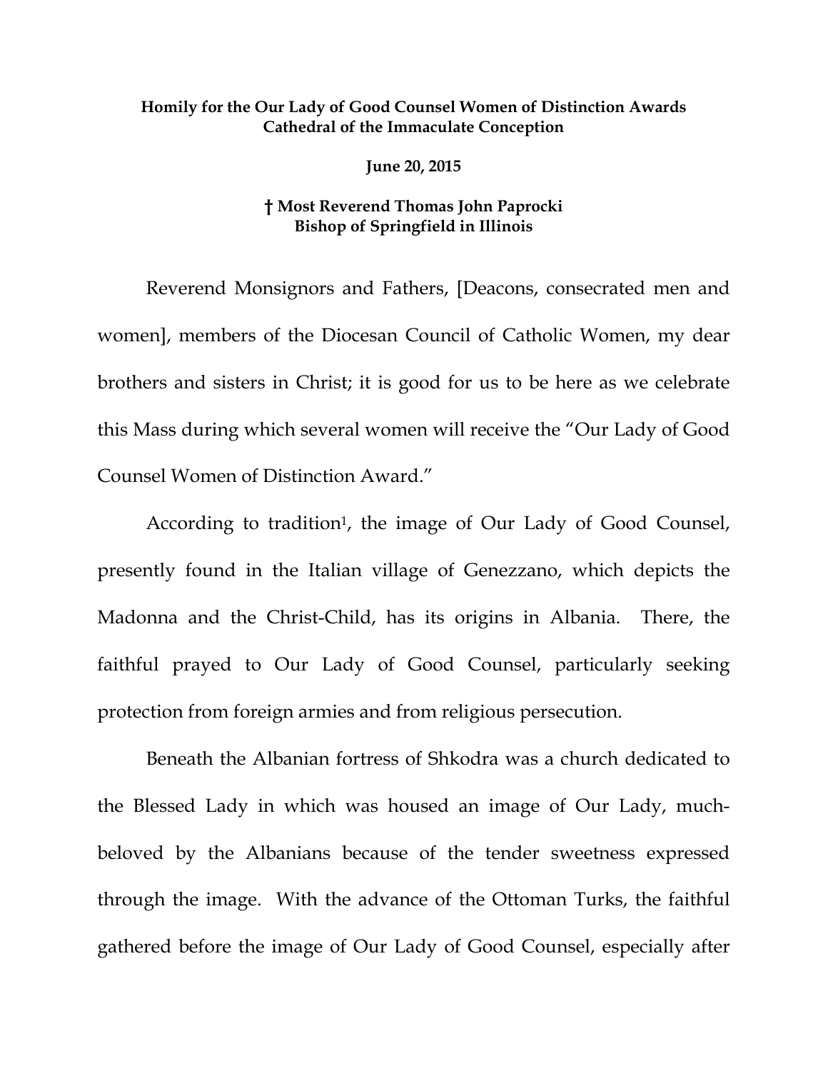**Homily for the Our Lady of Good Counsel Women of Distinction Awards**
**Cathedral of the Immaculate Conception**

**June 20, 2015**

**† Most Reverend Thomas John Paprocki**
**Bishop of Springfield in Illinois**

Reverend Monsignors and Fathers, [Deacons, consecrated men and women], members of the Diocesan Council of Catholic Women, my dear brothers and sisters in Christ; it is good for us to be here as we celebrate this Mass during which several women will receive the "Our Lady of Good Counsel Women of Distinction Award."

According to tradition[1], the image of Our Lady of Good Counsel, presently found in the Italian village of Genezzano, which depicts the Madonna and the Christ-Child, has its origins in Albania. There, the faithful prayed to Our Lady of Good Counsel, particularly seeking protection from foreign armies and from religious persecution.

Beneath the Albanian fortress of Shkodra was a church dedicated to the Blessed Lady in which was housed an image of Our Lady, much-beloved by the Albanians because of the tender sweetness expressed through the image. With the advance of the Ottoman Turks, the faithful gathered before the image of Our Lady of Good Counsel, especially after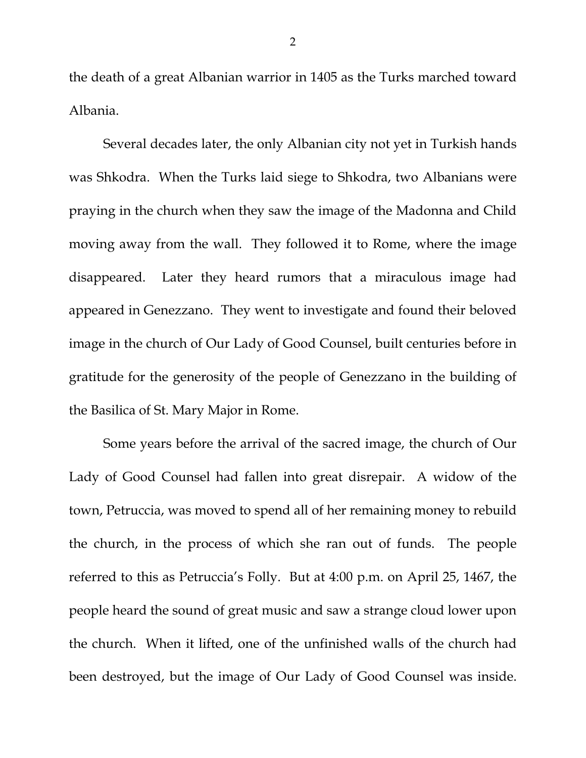the death of a great Albanian warrior in 1405 as the Turks marched toward Albania.

Several decades later, the only Albanian city not yet in Turkish hands was Shkodra. When the Turks laid siege to Shkodra, two Albanians were praying in the church when they saw the image of the Madonna and Child moving away from the wall. They followed it to Rome, where the image disappeared. Later they heard rumors that a miraculous image had appeared in Genezzano. They went to investigate and found their beloved image in the church of Our Lady of Good Counsel, built centuries before in gratitude for the generosity of the people of Genezzano in the building of the Basilica of St. Mary Major in Rome.

Some years before the arrival of the sacred image, the church of Our Lady of Good Counsel had fallen into great disrepair. A widow of the town, Petruccia, was moved to spend all of her remaining money to rebuild the church, in the process of which she ran out of funds. The people referred to this as Petruccia's Folly. But at 4:00 p.m. on April 25, 1467, the people heard the sound of great music and saw a strange cloud lower upon the church. When it lifted, one of the unfinished walls of the church had been destroyed, but the image of Our Lady of Good Counsel was inside.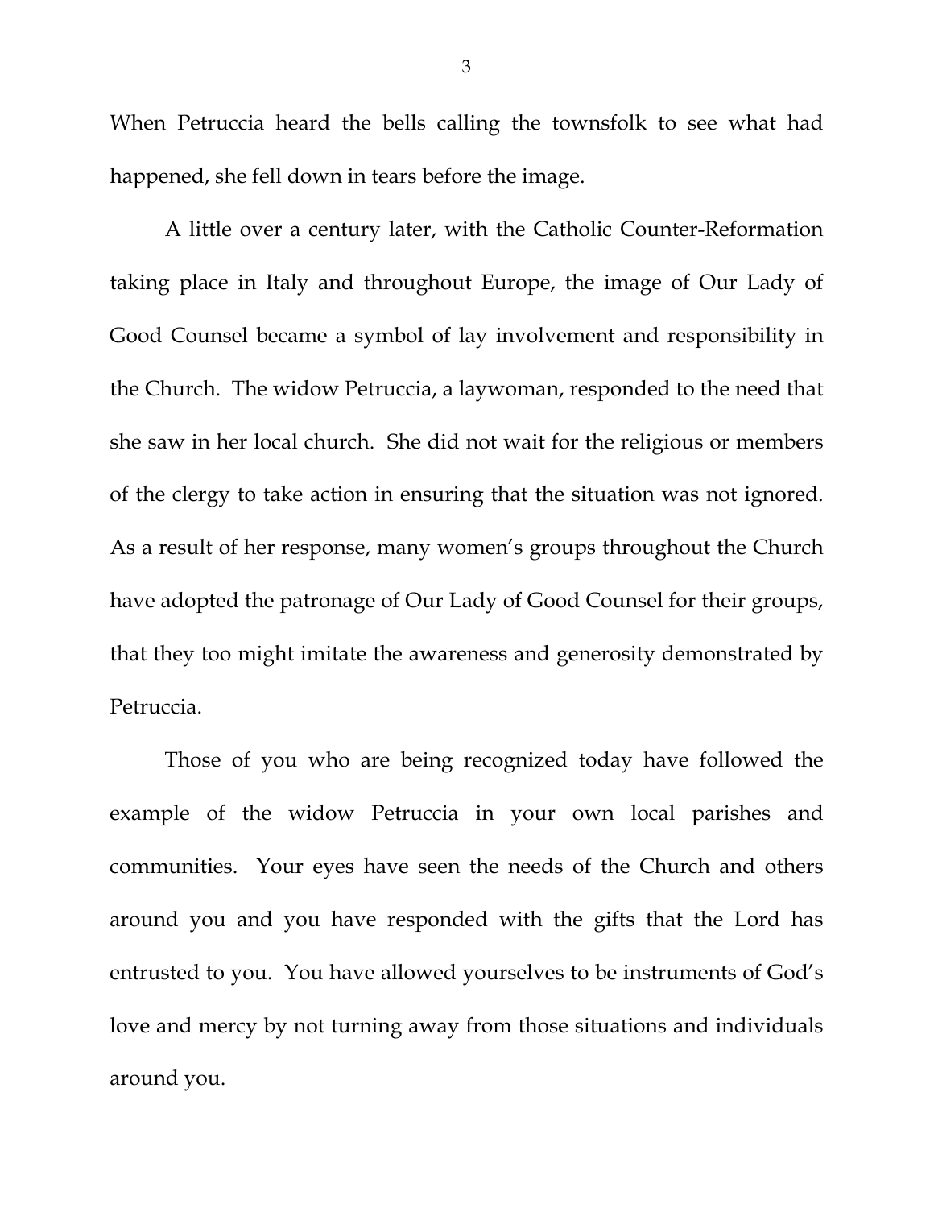When Petruccia heard the bells calling the townsfolk to see what had happened, she fell down in tears before the image.

A little over a century later, with the Catholic Counter-Reformation taking place in Italy and throughout Europe, the image of Our Lady of Good Counsel became a symbol of lay involvement and responsibility in the Church. The widow Petruccia, a laywoman, responded to the need that she saw in her local church. She did not wait for the religious or members of the clergy to take action in ensuring that the situation was not ignored. As a result of her response, many women's groups throughout the Church have adopted the patronage of Our Lady of Good Counsel for their groups, that they too might imitate the awareness and generosity demonstrated by Petruccia.

Those of you who are being recognized today have followed the example of the widow Petruccia in your own local parishes and communities. Your eyes have seen the needs of the Church and others around you and you have responded with the gifts that the Lord has entrusted to you. You have allowed yourselves to be instruments of God's love and mercy by not turning away from those situations and individuals around you.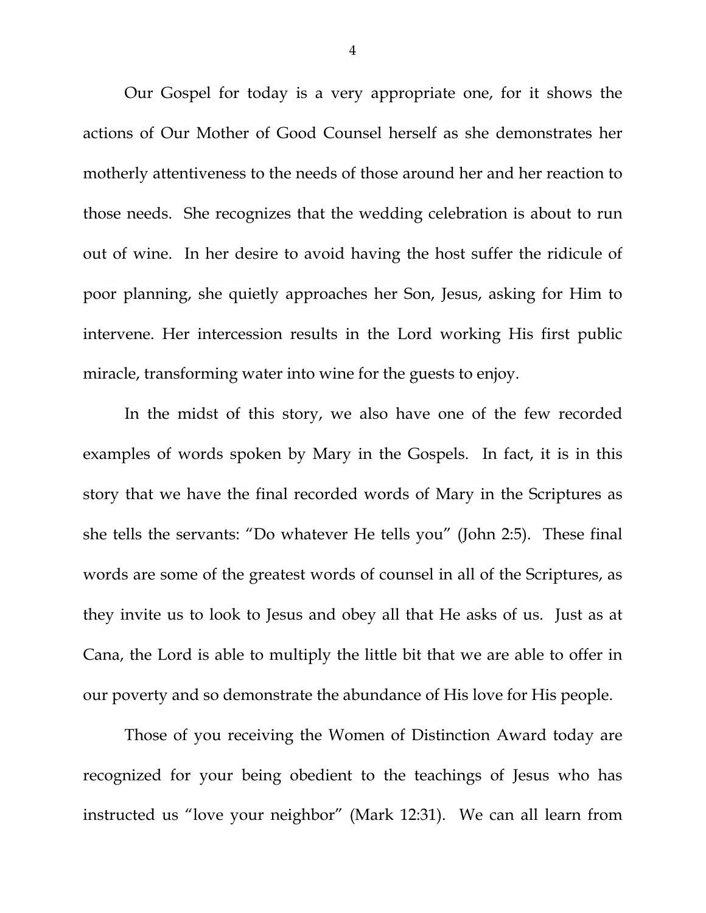Our Gospel for today is a very appropriate one, for it shows the actions of Our Mother of Good Counsel herself as she demonstrates her motherly attentiveness to the needs of those around her and her reaction to those needs. She recognizes that the wedding celebration is about to run out of wine. In her desire to avoid having the host suffer the ridicule of poor planning, she quietly approaches her Son, Jesus, asking for Him to intervene. Her intercession results in the Lord working His first public miracle, transforming water into wine for the guests to enjoy.

In the midst of this story, we also have one of the few recorded examples of words spoken by Mary in the Gospels. In fact, it is in this story that we have the final recorded words of Mary in the Scriptures as she tells the servants: "Do whatever He tells you" (John 2:5). These final words are some of the greatest words of counsel in all of the Scriptures, as they invite us to look to Jesus and obey all that He asks of us. Just as at Cana, the Lord is able to multiply the little bit that we are able to offer in our poverty and so demonstrate the abundance of His love for His people.

Those of you receiving the Women of Distinction Award today are recognized for your being obedient to the teachings of Jesus who has instructed us "love your neighbor" (Mark 12:31). We can all learn from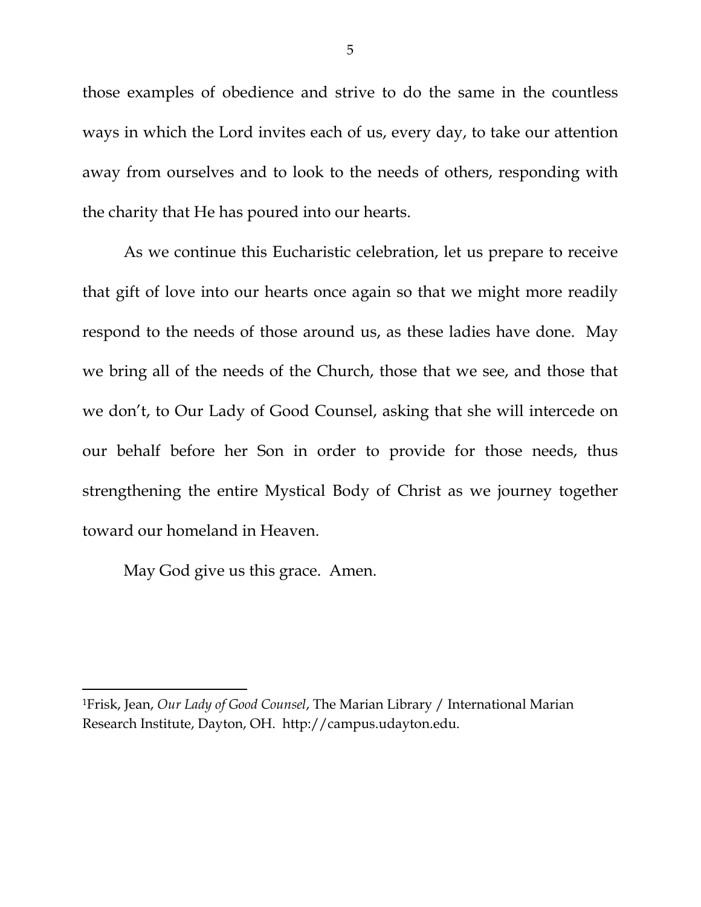those examples of obedience and strive to do the same in the countless ways in which the Lord invites each of us, every day, to take our attention away from ourselves and to look to the needs of others, responding with the charity that He has poured into our hearts.

As we continue this Eucharistic celebration, let us prepare to receive that gift of love into our hearts once again so that we might more readily respond to the needs of those around us, as these ladies have done. May we bring all of the needs of the Church, those that we see, and those that we don't, to Our Lady of Good Counsel, asking that she will intercede on our behalf before her Son in order to provide for those needs, thus strengthening the entire Mystical Body of Christ as we journey together toward our homeland in Heaven.

May God give us this grace. Amen.

---

[1] Frisk, Jean, *Our Lady of Good Counsel*, The Marian Library / International Marian Research Institute, Dayton, OH. http://campus.udayton.edu.